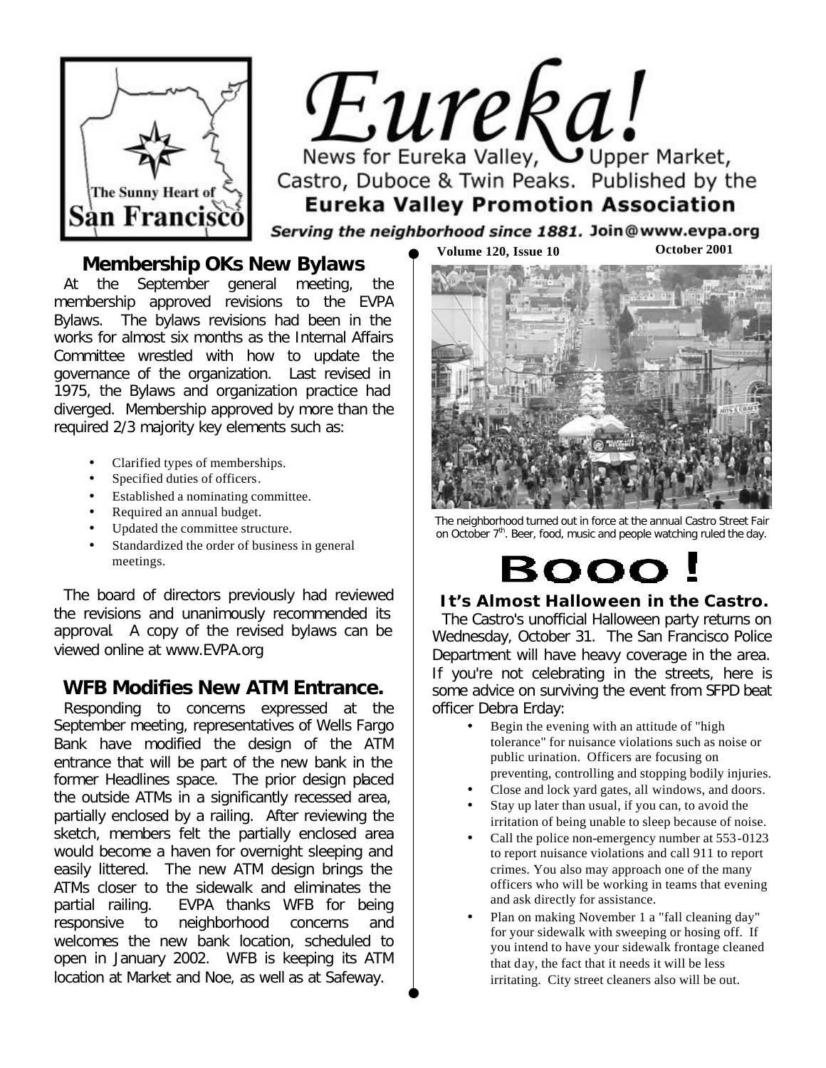# Eureka!

News for Eureka Valley, Upper Market, Castro, Duboce & Twin Peaks. Published by the **Eureka Valley Promotion Association**

*Serving the neighborhood since 1881.* Join@www.evpa.org

The Sunny Heart of San Francisco

Volume 120, Issue 10 — October 2001

## Membership OKs New Bylaws

At the September general meeting, the membership approved revisions to the EVPA Bylaws. The bylaws revisions had been in the works for almost six months as the Internal Affairs Committee wrestled with how to update the governance of the organization. Last revised in 1975, the Bylaws and organization practice had diverged. Membership approved by more than the required 2/3 majority key elements such as:

- Clarified types of memberships.
- Specified duties of officers.
- Established a nominating committee.
- Required an annual budget.
- Updated the committee structure.
- Standardized the order of business in general meetings.

The board of directors previously had reviewed the revisions and unanimously recommended its approval. A copy of the revised bylaws can be viewed online at www.EVPA.org

## WFB Modifies New ATM Entrance.

Responding to concerns expressed at the September meeting, representatives of Wells Fargo Bank have modified the design of the ATM entrance that will be part of the new bank in the former Headlines space. The prior design placed the outside ATMs in a significantly recessed area, partially enclosed by a railing. After reviewing the sketch, members felt the partially enclosed area would become a haven for overnight sleeping and easily littered. The new ATM design brings the ATMs closer to the sidewalk and eliminates the partial railing. EVPA thanks WFB for being responsive to neighborhood concerns and welcomes the new bank location, scheduled to open in January 2002. WFB is keeping its ATM location at Market and Noe, as well as at Safeway.

The neighborhood turned out in force at the annual Castro Street Fair on October 7th. Beer, food, music and people watching ruled the day.

# Booo!

### It's Almost Halloween in the Castro.

The Castro's unofficial Halloween party returns on Wednesday, October 31. The San Francisco Police Department will have heavy coverage in the area. If you're not celebrating in the streets, here is some advice on surviving the event from SFPD beat officer Debra Erday:

- Begin the evening with an attitude of "high tolerance" for nuisance violations such as noise or public urination. Officers are focusing on preventing, controlling and stopping bodily injuries.
- Close and lock yard gates, all windows, and doors.
- Stay up later than usual, if you can, to avoid the irritation of being unable to sleep because of noise.
- Call the police non-emergency number at 553-0123 to report nuisance violations and call 911 to report crimes. You also may approach one of the many officers who will be working in teams that evening and ask directly for assistance.
- Plan on making November 1 a "fall cleaning day" for your sidewalk with sweeping or hosing off. If you intend to have your sidewalk frontage cleaned that day, the fact that it needs it will be less irritating. City street cleaners also will be out.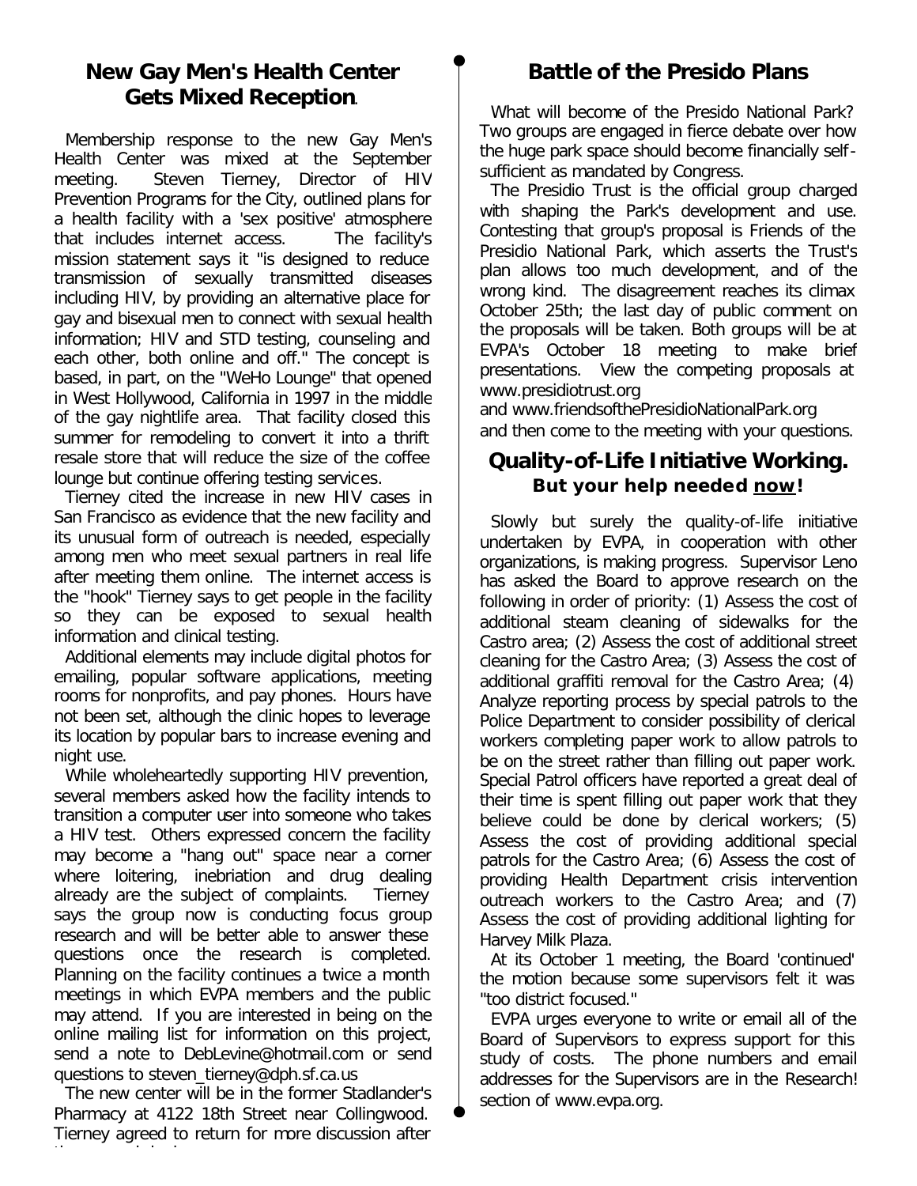## New Gay Men's Health Center Gets Mixed Reception.

Membership response to the new Gay Men's Health Center was mixed at the September meeting. Steven Tierney, Director of HIV Prevention Programs for the City, outlined plans for a health facility with a 'sex positive' atmosphere that includes internet access. The facility's mission statement says it "is designed to reduce transmission of sexually transmitted diseases including HIV, by providing an alternative place for gay and bisexual men to connect with sexual health information; HIV and STD testing, counseling and each other, both online and off." The concept is based, in part, on the "WeHo Lounge" that opened in West Hollywood, California in 1997 in the middle of the gay nightlife area. That facility closed this summer for remodeling to convert it into a thrift resale store that will reduce the size of the coffee lounge but continue offering testing services.

Tierney cited the increase in new HIV cases in San Francisco as evidence that the new facility and its unusual form of outreach is needed, especially among men who meet sexual partners in real life after meeting them online. The internet access is the "hook" Tierney says to get people in the facility so they can be exposed to sexual health information and clinical testing.

Additional elements may include digital photos for emailing, popular software applications, meeting rooms for nonprofits, and pay phones. Hours have not been set, although the clinic hopes to leverage its location by popular bars to increase evening and night use.

While wholeheartedly supporting HIV prevention, several members asked how the facility intends to transition a computer user into someone who takes a HIV test. Others expressed concern the facility may become a "hang out" space near a corner where loitering, inebriation and drug dealing already are the subject of complaints. Tierney says the group now is conducting focus group research and will be better able to answer these questions once the research is completed. Planning on the facility continues a twice a month meetings in which EVPA members and the public may attend. If you are interested in being on the online mailing list for information on this project, send a note to DebLevine@hotmail.com or send questions to steven_tierney@dph.sf.ca.us

The new center will be in the former Stadlander's Pharmacy at 4122 18th Street near Collingwood. Tierney agreed to return for more discussion after

## Battle of the Presido Plans

What will become of the Presido National Park? Two groups are engaged in fierce debate over how the huge park space should become financially self-sufficient as mandated by Congress.

The Presidio Trust is the official group charged with shaping the Park's development and use. Contesting that group's proposal is Friends of the Presidio National Park, which asserts the Trust's plan allows too much development, and of the wrong kind. The disagreement reaches its climax October 25th; the last day of public comment on the proposals will be taken. Both groups will be at EVPA's October 18 meeting to make brief presentations. View the competing proposals at www.presidiotrust.org and www.friendsofthePresidioNationalPark.org and then come to the meeting with your questions.

## Quality-of-Life Initiative Working.

### But your help needed <u>now</u>!

Slowly but surely the quality-of-life initiative undertaken by EVPA, in cooperation with other organizations, is making progress. Supervisor Leno has asked the Board to approve research on the following in order of priority: (1) Assess the cost of additional steam cleaning of sidewalks for the Castro area; (2) Assess the cost of additional street cleaning for the Castro Area; (3) Assess the cost of additional graffiti removal for the Castro Area; (4) Analyze reporting process by special patrols to the Police Department to consider possibility of clerical workers completing paper work to allow patrols to be on the street rather than filling out paper work. Special Patrol officers have reported a great deal of their time is spent filling out paper work that they believe could be done by clerical workers; (5) Assess the cost of providing additional special patrols for the Castro Area; (6) Assess the cost of providing Health Department crisis intervention outreach workers to the Castro Area; and (7) Assess the cost of providing additional lighting for Harvey Milk Plaza.

At its October 1 meeting, the Board 'continued' the motion because some supervisors felt it was "too district focused."

EVPA urges everyone to write or email all of the Board of Supervisors to express support for this study of costs. The phone numbers and email addresses for the Supervisors are in the Research! section of www.evpa.org.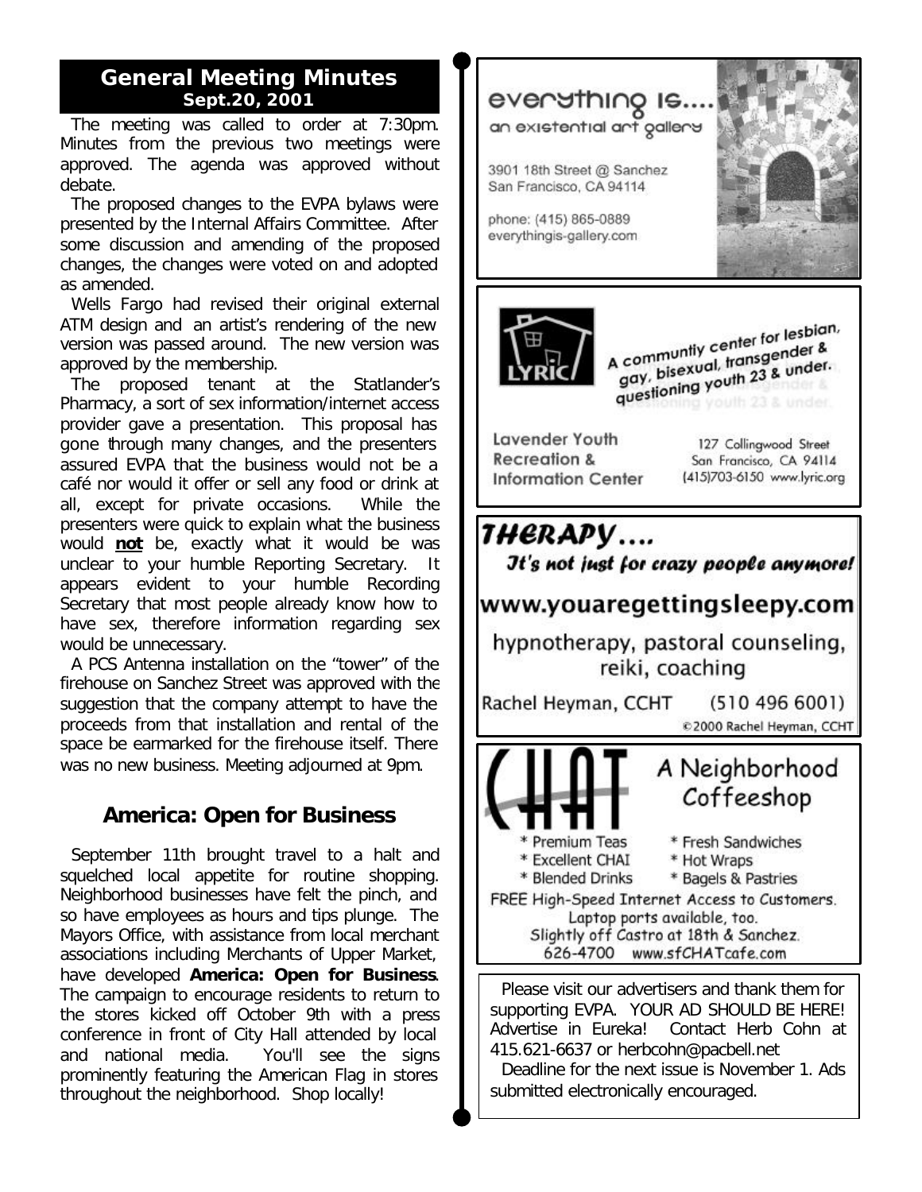## General Meeting Minutes

**Sept.20, 2001**

The meeting was called to order at 7:30pm. Minutes from the previous two meetings were approved. The agenda was approved without debate.

The proposed changes to the EVPA bylaws were presented by the Internal Affairs Committee. After some discussion and amending of the proposed changes, the changes were voted on and adopted as amended.

Wells Fargo had revised their original external ATM design and an artist's rendering of the new version was passed around. The new version was approved by the membership.

The proposed tenant at the Statlander's Pharmacy, a sort of sex information/internet access provider gave a presentation. This proposal has gone through many changes, and the presenters assured EVPA that the business would not be a café nor would it offer or sell any food or drink at all, except for private occasions. While the presenters were quick to explain what the business would **not** be, exactly what it would be was unclear to your humble Reporting Secretary. It appears evident to your humble Recording Secretary that most people already know how to have sex, therefore information regarding sex would be unnecessary.

A PCS Antenna installation on the "tower" of the firehouse on Sanchez Street was approved with the suggestion that the company attempt to have the proceeds from that installation and rental of the space be earmarked for the firehouse itself. There was no new business. Meeting adjourned at 9pm.

## America: Open for Business

September 11th brought travel to a halt and squelched local appetite for routine shopping. Neighborhood businesses have felt the pinch, and so have employees as hours and tips plunge. The Mayors Office, with assistance from local merchant associations including Merchants of Upper Market, have developed **America: Open for Business**. The campaign to encourage residents to return to the stores kicked off October 9th with a press conference in front of City Hall attended by local and national media. You'll see the signs prominently featuring the American Flag in stores throughout the neighborhood. Shop locally!

---

everything is....
an existential art gallery

3901 18th Street @ Sanchez
San Francisco, CA 94114

phone: (415) 865-0889
everythingis-gallery.com

---

LYRIC

A communtiy center for lesbian, gay, bisexual, transgender & questioning youth 23 & under.

Lavender Youth Recreation & Information Center

127 Collingwood Street
San Francisco, CA 94114
(415)703-6150 www.lyric.org

---

*THERAPY....*

*It's not just for crazy people anymore!*

www.youaregettingsleepy.com

hypnotherapy, pastoral counseling, reiki, coaching

Rachel Heyman, CCHT (510 496 6001)

©2000 Rachel Heyman, CCHT

---

CHAT

A Neighborhood Coffeeshop

* Premium Teas
* Excellent CHAI
* Blended Drinks
* Fresh Sandwiches
* Hot Wraps
* Bagels & Pastries

FREE High-Speed Internet Access to Customers.
Laptop ports available, too.
Slightly off Castro at 18th & Sanchez.
626-4700 www.sfCHATcafe.com

---

Please visit our advertisers and thank them for supporting EVPA. YOUR AD SHOULD BE HERE! Advertise in Eureka! Contact Herb Cohn at 415.621-6637 or herbcohn@pacbell.net

Deadline for the next issue is November 1. Ads submitted electronically encouraged.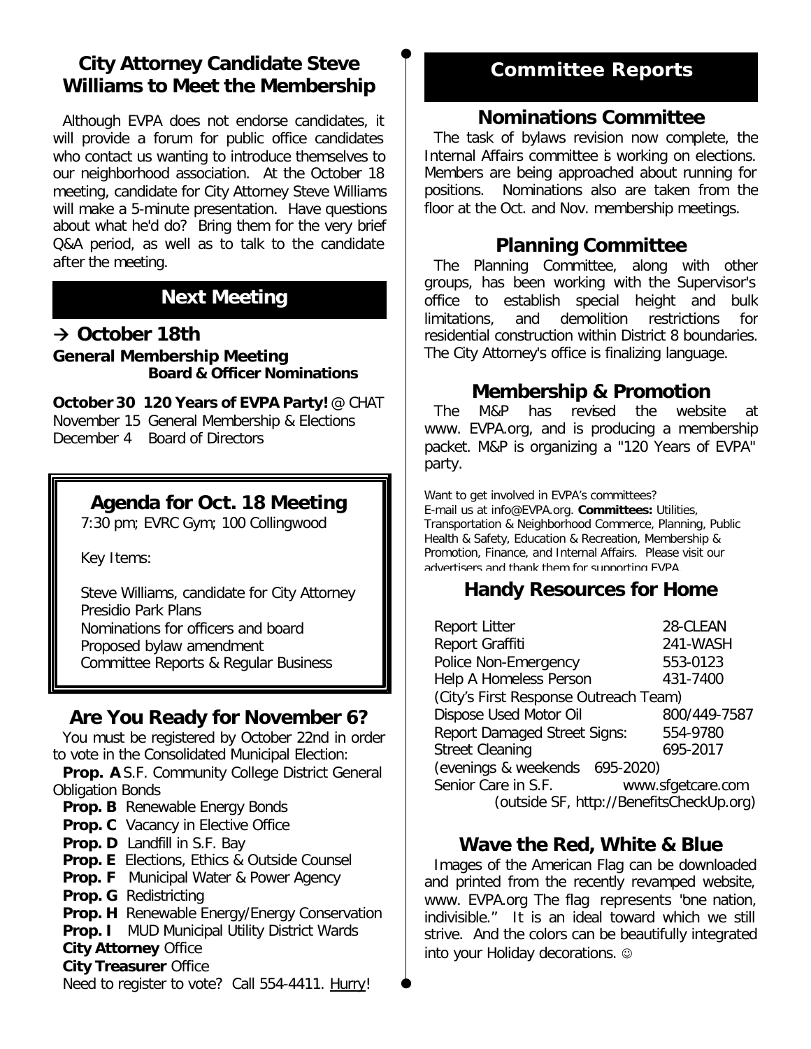## City Attorney Candidate Steve Williams to Meet the Membership

Although EVPA does not endorse candidates, it will provide a forum for public office candidates who contact us wanting to introduce themselves to our neighborhood association. At the October 18 meeting, candidate for City Attorney Steve Williams will make a 5-minute presentation. Have questions about what he'd do? Bring them for the very brief Q&A period, as well as to talk to the candidate after the meeting.

## Next Meeting

### → October 18th

**General Membership Meeting**
**Board & Officer Nominations**

**October 30 120 Years of EVPA Party!** @ CHAT
November 15 General Membership & Elections
December 4 Board of Directors

### Agenda for Oct. 18 Meeting

7:30 pm; EVRC Gym; 100 Collingwood

Key Items:

Steve Williams, candidate for City Attorney
Presidio Park Plans
Nominations for officers and board
Proposed bylaw amendment
Committee Reports & Regular Business

### Are You Ready for November 6?

You must be registered by October 22nd in order to vote in the Consolidated Municipal Election:

**Prop. A** S.F. Community College District General Obligation Bonds
**Prop. B** Renewable Energy Bonds
**Prop. C** Vacancy in Elective Office
**Prop. D** Landfill in S.F. Bay
**Prop. E** Elections, Ethics & Outside Counsel
**Prop. F** Municipal Water & Power Agency
**Prop. G** Redistricting
**Prop. H** Renewable Energy/Energy Conservation
**Prop. I** MUD Municipal Utility District Wards
**City Attorney** Office
**City Treasurer** Office

Need to register to vote? Call 554-4411. Hurry!

## Committee Reports

### Nominations Committee

The task of bylaws revision now complete, the Internal Affairs committee is working on elections. Members are being approached about running for positions. Nominations also are taken from the floor at the Oct. and Nov. membership meetings.

### Planning Committee

The Planning Committee, along with other groups, has been working with the Supervisor's office to establish special height and bulk limitations, and demolition restrictions for residential construction within District 8 boundaries. The City Attorney's office is finalizing language.

### Membership & Promotion

The M&P has revised the website at www. EVPA.org, and is producing a membership packet. M&P is organizing a "120 Years of EVPA" party.

Want to get involved in EVPA's committees? E-mail us at info@EVPA.org. **Committees:** Utilities, Transportation & Neighborhood Commerce, Planning, Public Health & Safety, Education & Recreation, Membership & Promotion, Finance, and Internal Affairs. Please visit our advertisers and thank them for supporting EVPA.

### Handy Resources for Home

| | |
|---|---|
| Report Litter | 28-CLEAN |
| Report Graffiti | 241-WASH |
| Police Non-Emergency | 553-0123 |
| Help A Homeless Person | 431-7400 |
| (City's First Response Outreach Team) | |
| Dispose Used Motor Oil | 800/449-7587 |
| Report Damaged Street Signs: | 554-9780 |
| Street Cleaning | 695-2017 |
| (evenings & weekends 695-2020) | |
| Senior Care in S.F. | www.sfgetcare.com |
| (outside SF, http://BenefitsCheckUp.org) | |

### Wave the Red, White & Blue

Images of the American Flag can be downloaded and printed from the recently revamped website, www. EVPA.org The flag represents "one nation, indivisible." It is an ideal toward which we still strive. And the colors can be beautifully integrated into your Holiday decorations. ☺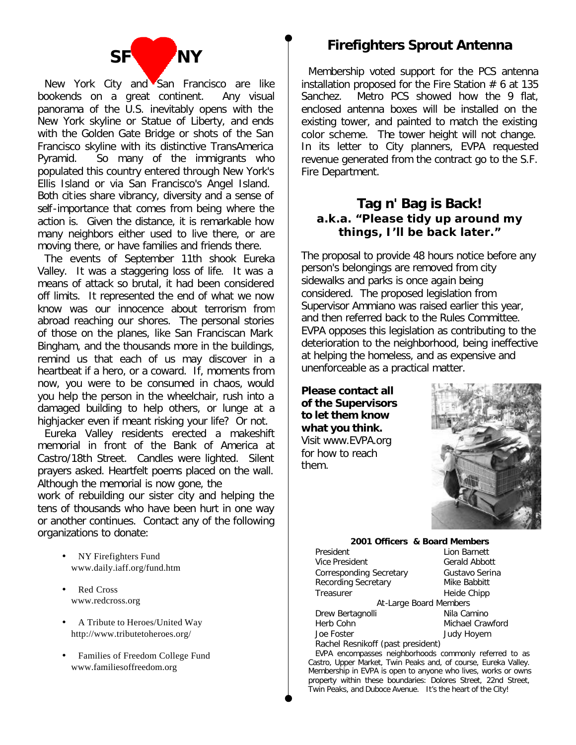## SF ♥ NY

New York City and San Francisco are like bookends on a great continent. Any visual panorama of the U.S. inevitably opens with the New York skyline or Statue of Liberty, and ends with the Golden Gate Bridge or shots of the San Francisco skyline with its distinctive TransAmerica Pyramid. So many of the immigrants who populated this country entered through New York's Ellis Island or via San Francisco's Angel Island. Both cities share vibrancy, diversity and a sense of self-importance that comes from being where the action is. Given the distance, it is remarkable how many neighbors either used to live there, or are moving there, or have families and friends there.

The events of September 11th shook Eureka Valley. It was a staggering loss of life. It was a means of attack so brutal, it had been considered off limits. It represented the end of what we now know was our innocence about terrorism from abroad reaching our shores. The personal stories of those on the planes, like San Franciscan Mark Bingham, and the thousands more in the buildings, remind us that each of us may discover in a heartbeat if a hero, or a coward. If, moments from now, you were to be consumed in chaos, would you help the person in the wheelchair, rush into a damaged building to help others, or lunge at a highjacker even if meant risking your life? Or not.

Eureka Valley residents erected a makeshift memorial in front of the Bank of America at Castro/18th Street. Candles were lighted. Silent prayers asked. Heartfelt poems placed on the wall. Although the memorial is now gone, the work of rebuilding our sister city and helping the tens of thousands who have been hurt in one way or another continues. Contact any of the following organizations to donate:

- NY Firefighters Fund
  www.daily.iaff.org/fund.htm
- Red Cross
  www.redcross.org
- A Tribute to Heroes/United Way
  http://www.tributetoheroes.org/
- Families of Freedom College Fund
  www.familiesoffreedom.org

## Firefighters Sprout Antenna

Membership voted support for the PCS antenna installation proposed for the Fire Station # 6 at 135 Sanchez. Metro PCS showed how the 9 flat, enclosed antenna boxes will be installed on the existing tower, and painted to match the existing color scheme. The tower height will not change. In its letter to City planners, EVPA requested revenue generated from the contract go to the S.F. Fire Department.

## Tag n' Bag is Back!

### a.k.a. "Please tidy up around my things, I'll be back later."

The proposal to provide 48 hours notice before any person's belongings are removed from city sidewalks and parks is once again being considered. The proposed legislation from Supervisor Ammiano was raised earlier this year, and then referred back to the Rules Committee. EVPA opposes this legislation as contributing to the deterioration to the neighborhood, being ineffective at helping the homeless, and as expensive and unenforceable as a practical matter.

**Please contact all of the Supervisors to let them know what you think.** Visit www.EVPA.org for how to reach them.

**2001 Officers & Board Members**

| | |
|---|---|
| President | Lion Barnett |
| Vice President | Gerald Abbott |
| Corresponding Secretary | Gustavo Serina |
| Recording Secretary | Mike Babbitt |
| Treasurer | Heide Chipp |

At-Large Board Members

| | |
|---|---|
| Drew Bertagnolli | Nila Camino |
| Herb Cohn | Michael Crawford |
| Joe Foster | Judy Hoyem |

Rachel Resnikoff (past president)

EVPA encompasses neighborhoods commonly referred to as Castro, Upper Market, Twin Peaks and, of course, Eureka Valley. Membership in EVPA is open to anyone who lives, works or owns property within these boundaries: Dolores Street, 22nd Street, Twin Peaks, and Duboce Avenue. It's the heart of the City!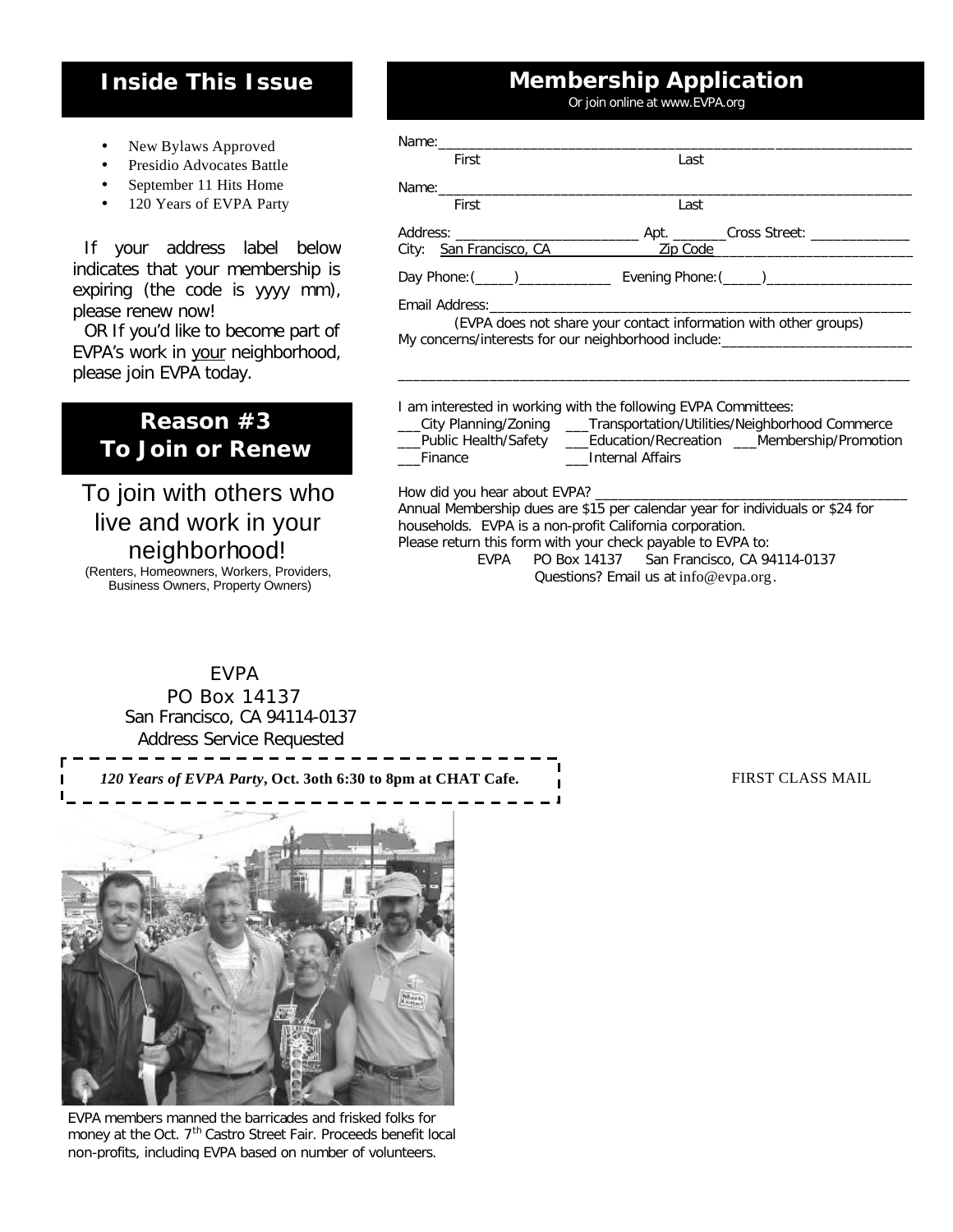## Inside This Issue

- New Bylaws Approved
- Presidio Advocates Battle
- September 11 Hits Home
- 120 Years of EVPA Party

If your address label below indicates that your membership is expiring (the code is yyyy mm), please renew now!

OR If you'd like to become part of EVPA's work in your neighborhood, please join EVPA today.

## Reason #3 To Join or Renew

To join with others who live and work in your neighborhood!

(Renters, Homeowners, Workers, Providers, Business Owners, Property Owners)

## Membership Application

Or join online at www.EVPA.org

Name:________________________________________________________________
First Last

Name:________________________________________________________________
First Last

Address: ________________________ Apt. _______Cross Street: _____________
City: San Francisco, CA Zip Code__________________________

Day Phone:(_____)____________ Evening Phone:(_____)___________________

Email Address:__________________________________________________________
(EVPA does not share your contact information with other groups)
My concerns/interests for our neighborhood include:_________________________

____________________________________________________________________

I am interested in working with the following EVPA Committees:
___City Planning/Zoning ___Transportation/Utilities/Neighborhood Commerce
___Public Health/Safety ___Education/Recreation ___Membership/Promotion
___Finance ___Internal Affairs

How did you hear about EVPA? ________________________________________
Annual Membership dues are $15 per calendar year for individuals or $24 for households. EVPA is a non-profit California corporation.
Please return this form with your check payable to EVPA to:
EVPA PO Box 14137 San Francisco, CA 94114-0137
Questions? Email us at info@evpa.org.

EVPA
PO Box 14137
San Francisco, CA 94114-0137
Address Service Requested

*120 Years of EVPA Party*, **Oct. 3oth 6:30 to 8pm at CHAT Cafe.**

FIRST CLASS MAIL

EVPA members manned the barricades and frisked folks for money at the Oct. 7th Castro Street Fair. Proceeds benefit local non-profits, including EVPA based on number of volunteers.